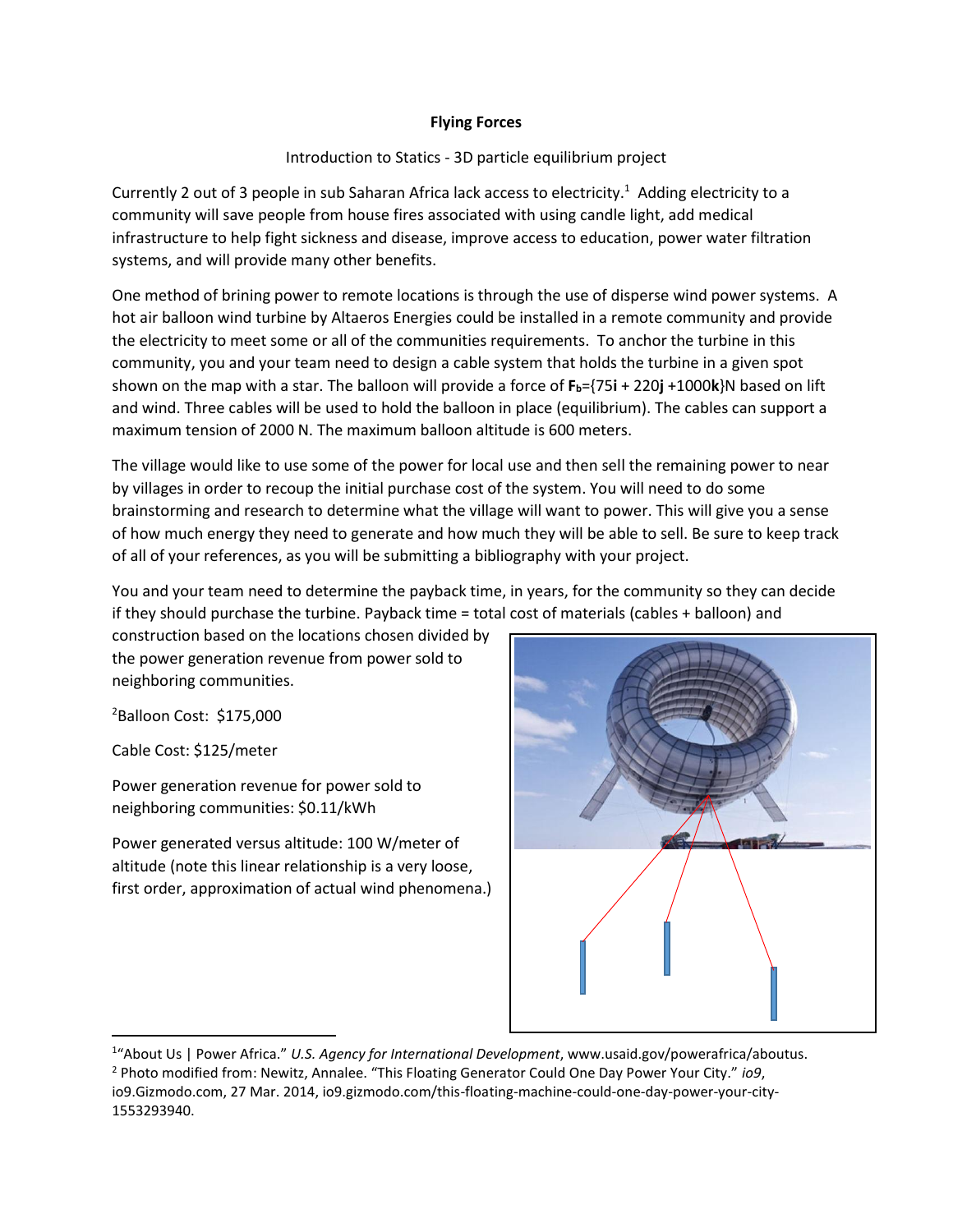**Flying Forces**

Introduction to Statics - 3D particle equilibrium project

Currently 2 out of 3 people in sub Saharan Africa lack access to electricity.[1] Adding electricity to a community will save people from house fires associated with using candle light, add medical infrastructure to help fight sickness and disease, improve access to education, power water filtration systems, and will provide many other benefits.

One method of brining power to remote locations is through the use of disperse wind power systems. A hot air balloon wind turbine by Altaeros Energies could be installed in a remote community and provide the electricity to meet some or all of the communities requirements. To anchor the turbine in this community, you and your team need to design a cable system that holds the turbine in a given spot shown on the map with a star. The balloon will provide a force of $\mathbf{F_b}$={75**i** + 220**j** +1000**k**}N based on lift and wind. Three cables will be used to hold the balloon in place (equilibrium). The cables can support a maximum tension of 2000 N. The maximum balloon altitude is 600 meters.

The village would like to use some of the power for local use and then sell the remaining power to near by villages in order to recoup the initial purchase cost of the system. You will need to do some brainstorming and research to determine what the village will want to power. This will give you a sense of how much energy they need to generate and how much they will be able to sell. Be sure to keep track of all of your references, as you will be submitting a bibliography with your project.

You and your team need to determine the payback time, in years, for the community so they can decide if they should purchase the turbine. Payback time = total cost of materials (cables + balloon) and construction based on the locations chosen divided by the power generation revenue from power sold to neighboring communities.

[2]Balloon Cost: $175,000

Cable Cost: $125/meter

Power generation revenue for power sold to neighboring communities: $0.11/kWh

Power generated versus altitude: 100 W/meter of altitude (note this linear relationship is a very loose, first order, approximation of actual wind phenomena.)

[1]"About Us | Power Africa." *U.S. Agency for International Development*, www.usaid.gov/powerafrica/aboutus.
[2] Photo modified from: Newitz, Annalee. "This Floating Generator Could One Day Power Your City." *io9*, io9.Gizmodo.com, 27 Mar. 2014, io9.gizmodo.com/this-floating-machine-could-one-day-power-your-city-1553293940.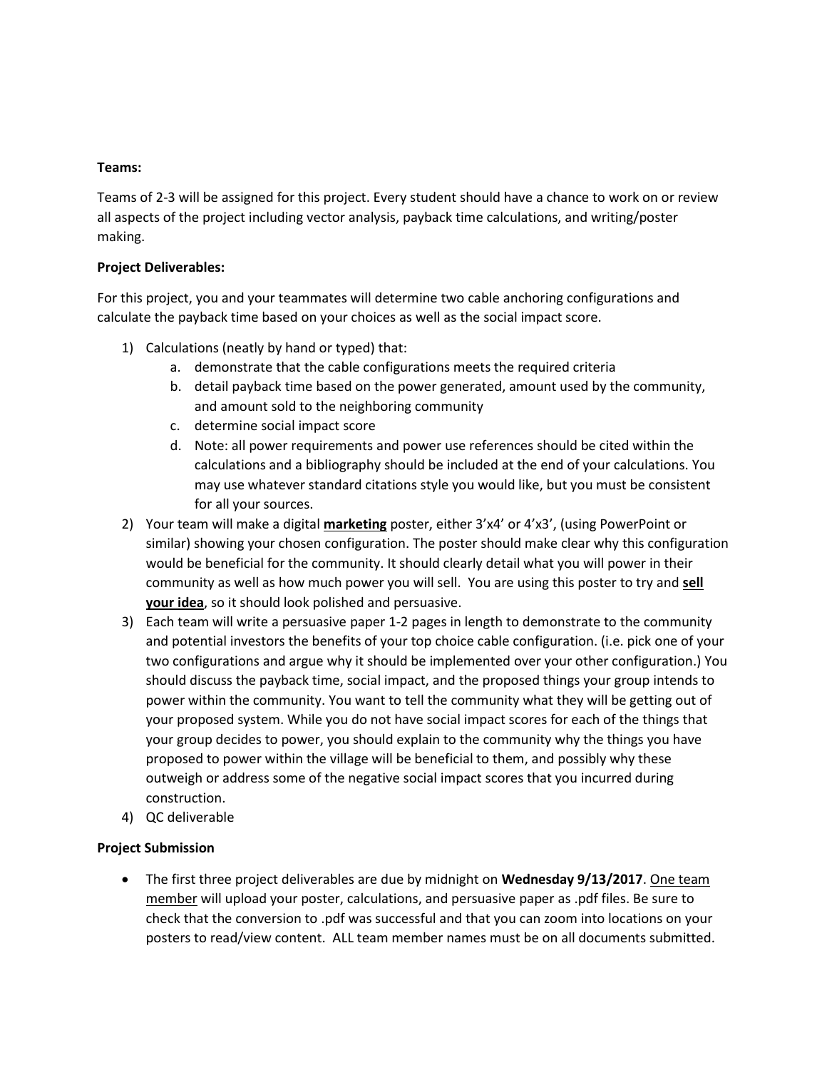**Teams:**

Teams of 2-3 will be assigned for this project. Every student should have a chance to work on or review all aspects of the project including vector analysis, payback time calculations, and writing/poster making.

**Project Deliverables:**

For this project, you and your teammates will determine two cable anchoring configurations and calculate the payback time based on your choices as well as the social impact score.

1) Calculations (neatly by hand or typed) that:
    a. demonstrate that the cable configurations meets the required criteria
    b. detail payback time based on the power generated, amount used by the community, and amount sold to the neighboring community
    c. determine social impact score
    d. Note: all power requirements and power use references should be cited within the calculations and a bibliography should be included at the end of your calculations. You may use whatever standard citations style you would like, but you must be consistent for all your sources.
2) Your team will make a digital **marketing** poster, either 3'x4' or 4'x3', (using PowerPoint or similar) showing your chosen configuration. The poster should make clear why this configuration would be beneficial for the community. It should clearly detail what you will power in their community as well as how much power you will sell. You are using this poster to try and **sell your idea**, so it should look polished and persuasive.
3) Each team will write a persuasive paper 1-2 pages in length to demonstrate to the community and potential investors the benefits of your top choice cable configuration. (i.e. pick one of your two configurations and argue why it should be implemented over your other configuration.) You should discuss the payback time, social impact, and the proposed things your group intends to power within the community. You want to tell the community what they will be getting out of your proposed system. While you do not have social impact scores for each of the things that your group decides to power, you should explain to the community why the things you have proposed to power within the village will be beneficial to them, and possibly why these outweigh or address some of the negative social impact scores that you incurred during construction.
4) QC deliverable

**Project Submission**

- The first three project deliverables are due by midnight on **Wednesday 9/13/2017**. One team member will upload your poster, calculations, and persuasive paper as .pdf files. Be sure to check that the conversion to .pdf was successful and that you can zoom into locations on your posters to read/view content. ALL team member names must be on all documents submitted.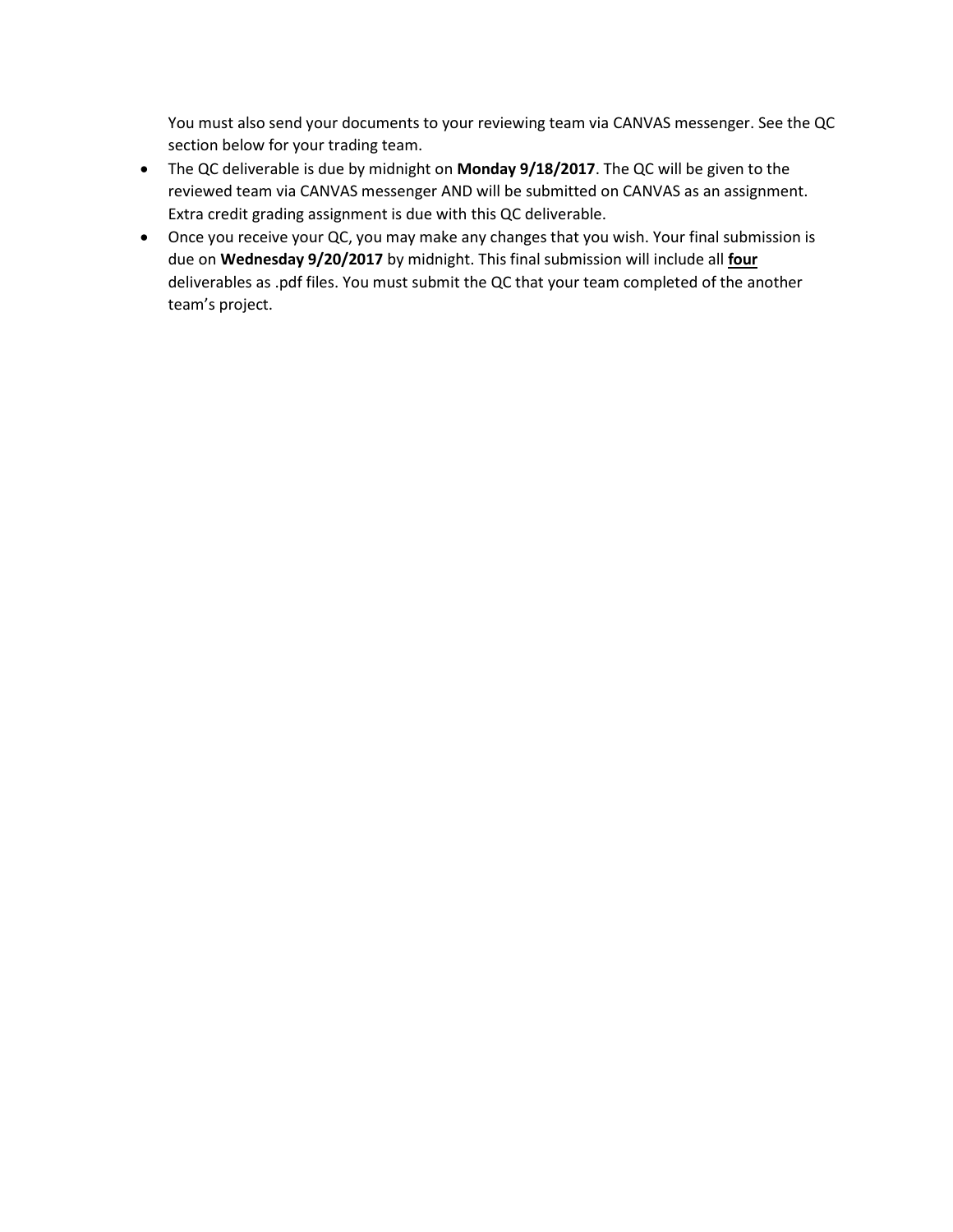You must also send your documents to your reviewing team via CANVAS messenger. See the QC section below for your trading team.

- The QC deliverable is due by midnight on **Monday 9/18/2017**. The QC will be given to the reviewed team via CANVAS messenger AND will be submitted on CANVAS as an assignment. Extra credit grading assignment is due with this QC deliverable.
- Once you receive your QC, you may make any changes that you wish. Your final submission is due on **Wednesday 9/20/2017** by midnight. This final submission will include all <u>**four**</u> deliverables as .pdf files. You must submit the QC that your team completed of the another team's project.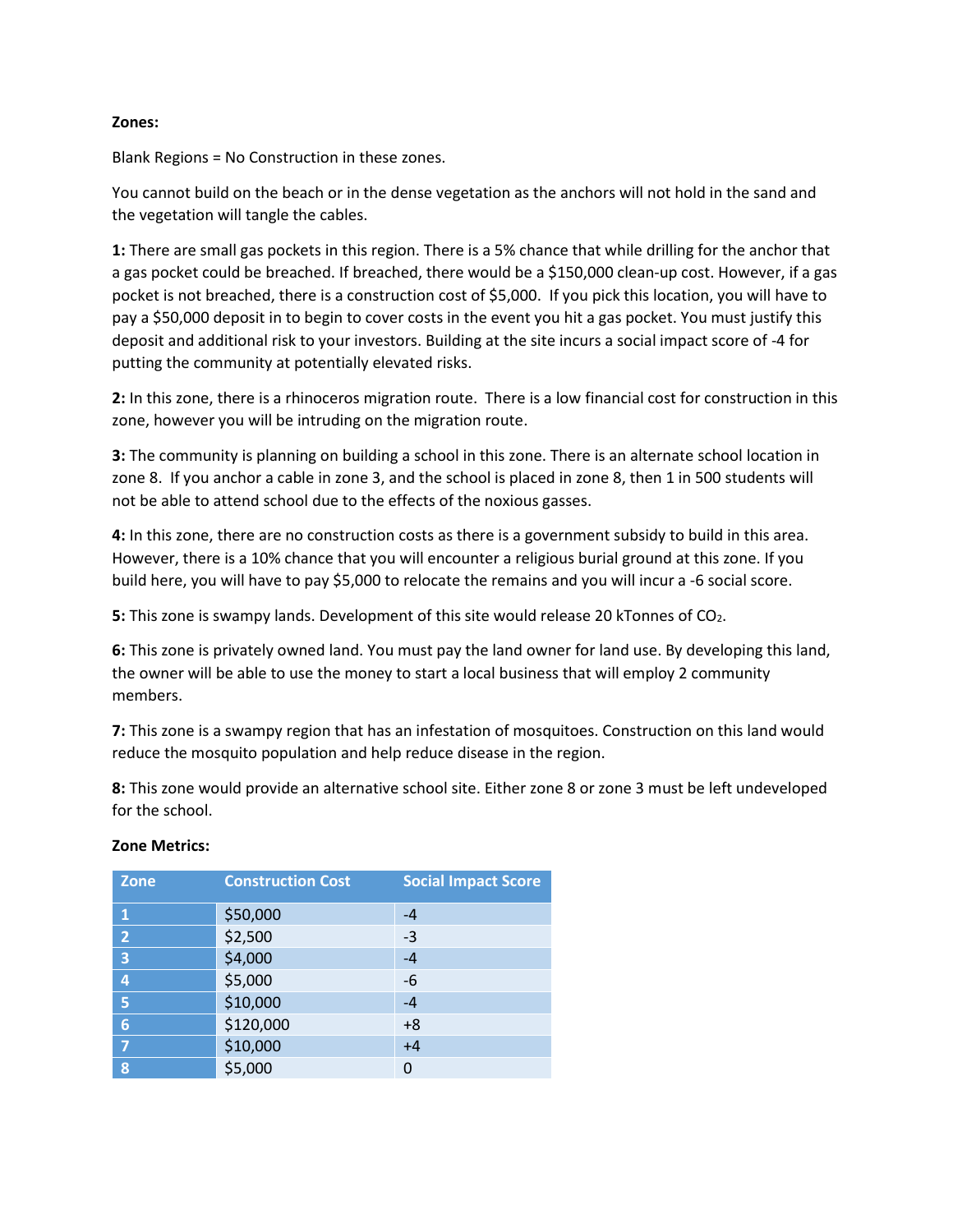**Zones:**

Blank Regions = No Construction in these zones.

You cannot build on the beach or in the dense vegetation as the anchors will not hold in the sand and the vegetation will tangle the cables.

**1:** There are small gas pockets in this region. There is a 5% chance that while drilling for the anchor that a gas pocket could be breached. If breached, there would be a $150,000 clean-up cost. However, if a gas pocket is not breached, there is a construction cost of $5,000.  If you pick this location, you will have to pay a $50,000 deposit in to begin to cover costs in the event you hit a gas pocket. You must justify this deposit and additional risk to your investors. Building at the site incurs a social impact score of -4 for putting the community at potentially elevated risks.

**2:** In this zone, there is a rhinoceros migration route.  There is a low financial cost for construction in this zone, however you will be intruding on the migration route.

**3:** The community is planning on building a school in this zone. There is an alternate school location in zone 8.  If you anchor a cable in zone 3, and the school is placed in zone 8, then 1 in 500 students will not be able to attend school due to the effects of the noxious gasses.

**4:** In this zone, there are no construction costs as there is a government subsidy to build in this area. However, there is a 10% chance that you will encounter a religious burial ground at this zone. If you build here, you will have to pay $5,000 to relocate the remains and you will incur a -6 social score.

**5:** This zone is swampy lands. Development of this site would release 20 kTonnes of $CO_2$.

**6:** This zone is privately owned land. You must pay the land owner for land use. By developing this land, the owner will be able to use the money to start a local business that will employ 2 community members.

**7:** This zone is a swampy region that has an infestation of mosquitoes. Construction on this land would reduce the mosquito population and help reduce disease in the region.

**8:** This zone would provide an alternative school site. Either zone 8 or zone 3 must be left undeveloped for the school.

**Zone Metrics:**

| Zone | Construction Cost | Social Impact Score |
|---|---|---|
| 1 | $50,000 | -4 |
| 2 | $2,500 | -3 |
| 3 | $4,000 | -4 |
| 4 | $5,000 | -6 |
| 5 | $10,000 | -4 |
| 6 | $120,000 | +8 |
| 7 | $10,000 | +4 |
| 8 | $5,000 | 0 |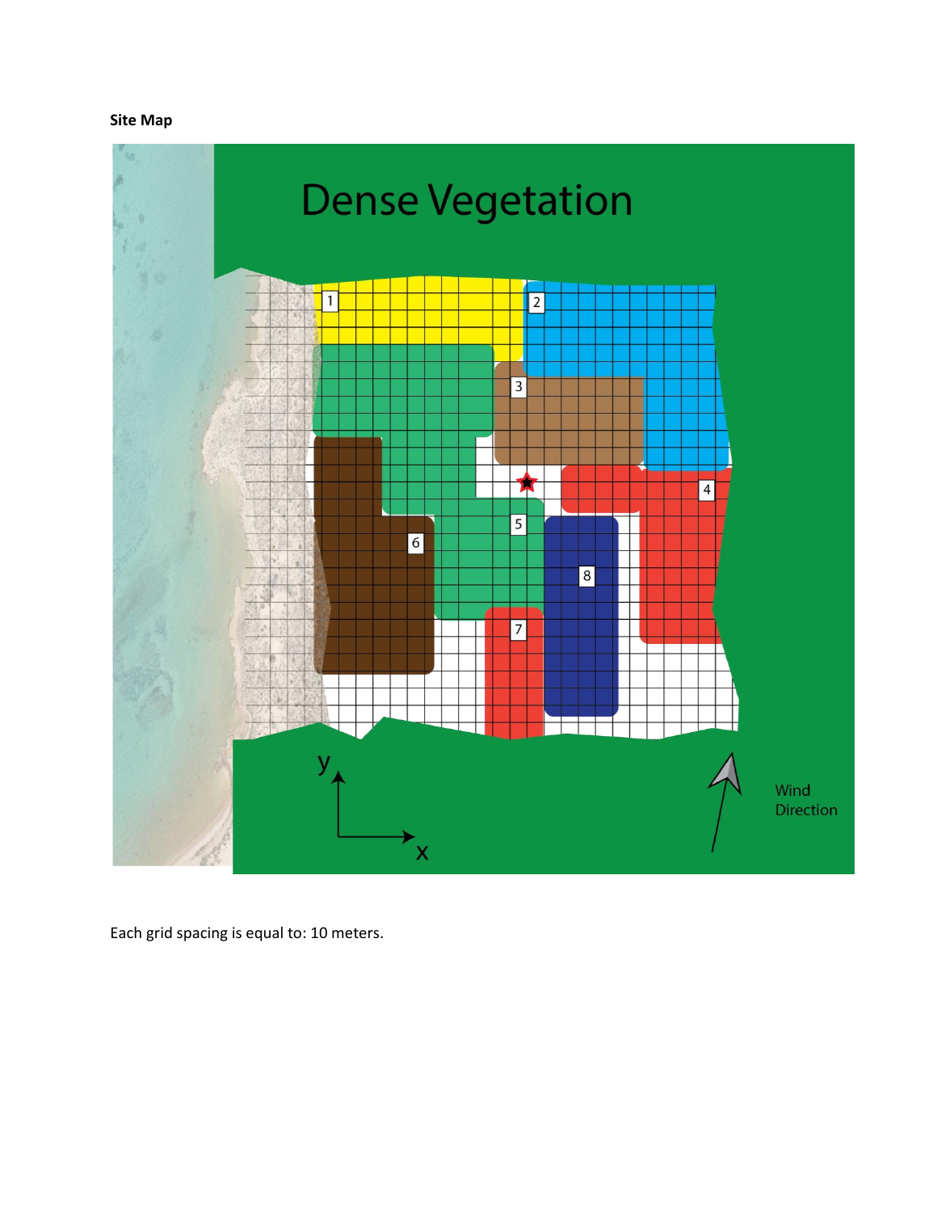**Site Map**

Dense Vegetation

1

2

3

4

5

6

7

8

y

x

Wind Direction

Each grid spacing is equal to: 10 meters.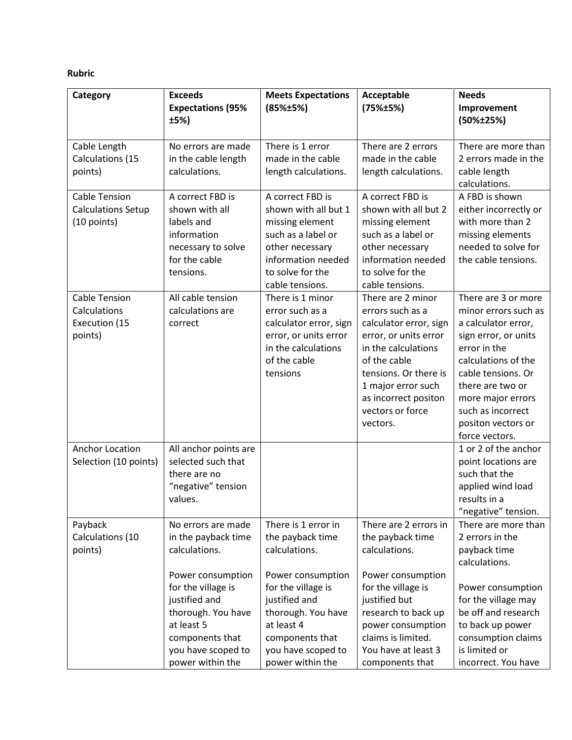**Rubric**

| Category | Exceeds Expectations (95% ±5%) | Meets Expectations (85%±5%) | Acceptable (75%±5%) | Needs Improvement (50%±25%) |
|---|---|---|---|---|
| Cable Length Calculations (15 points) | No errors are made in the cable length calculations. | There is 1 error made in the cable length calculations. | There are 2 errors made in the cable length calculations. | There are more than 2 errors made in the cable length calculations. |
| Cable Tension Calculations Setup (10 points) | A correct FBD is shown with all labels and information necessary to solve for the cable tensions. | A correct FBD is shown with all but 1 missing element such as a label or other necessary information needed to solve for the cable tensions. | A correct FBD is shown with all but 2 missing element such as a label or other necessary information needed to solve for the cable tensions. | A FBD is shown either incorrectly or with more than 2 missing elements needed to solve for the cable tensions. |
| Cable Tension Calculations Execution (15 points) | All cable tension calculations are correct | There is 1 minor error such as a calculator error, sign error, or units error in the calculations of the cable tensions | There are 2 minor errors such as a calculator error, sign error, or units error in the calculations of the cable tensions. Or there is 1 major error such as incorrect positon vectors or force vectors. | There are 3 or more minor errors such as a calculator error, sign error, or units error in the calculations of the cable tensions. Or there are two or more major errors such as incorrect positon vectors or force vectors. |
| Anchor Location Selection (10 points) | All anchor points are selected such that there are no "negative" tension values. | | | 1 or 2 of the anchor point locations are such that the applied wind load results in a "negative" tension. |
| Payback Calculations (10 points) | No errors are made in the payback time calculations.<br><br>Power consumption for the village is justified and thorough. You have at least 5 components that you have scoped to power within the | There is 1 error in the payback time calculations.<br><br>Power consumption for the village is justified and thorough. You have at least 4 components that you have scoped to power within the | There are 2 errors in the payback time calculations.<br><br>Power consumption for the village is justified but research to back up power consumption claims is limited. You have at least 3 components that | There are more than 2 errors in the payback time calculations.<br><br>Power consumption for the village may be off and research to back up power consumption claims is limited or incorrect. You have |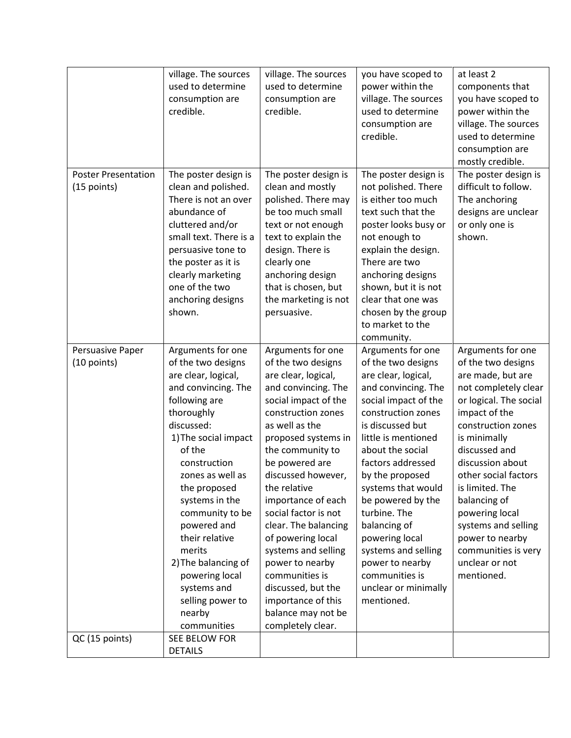| | | | | |
|---|---|---|---|---|
| | village. The sources used to determine consumption are credible. | village. The sources used to determine consumption are credible. | you have scoped to power within the village. The sources used to determine consumption are credible. | at least 2 components that you have scoped to power within the village. The sources used to determine consumption are mostly credible. |
| Poster Presentation (15 points) | The poster design is clean and polished. There is not an over abundance of cluttered and/or small text. There is a persuasive tone to the poster as it is clearly marketing one of the two anchoring designs shown. | The poster design is clean and mostly polished. There may be too much small text or not enough text to explain the design. There is clearly one anchoring design that is chosen, but the marketing is not persuasive. | The poster design is not polished. There is either too much text such that the poster looks busy or not enough to explain the design. There are two anchoring designs shown, but it is not clear that one was chosen by the group to market to the community. | The poster design is difficult to follow. The anchoring designs are unclear or only one is shown. |
| Persuasive Paper (10 points) | Arguments for one of the two designs are clear, logical, and convincing. The following are thoroughly discussed:<br>1) The social impact of the construction zones as well as the proposed systems in the community to be powered and their relative merits<br>2) The balancing of powering local systems and selling power to nearby communities | Arguments for one of the two designs are clear, logical, and convincing. The social impact of the construction zones as well as the proposed systems in the community to be powered are discussed however, the relative importance of each social factor is not clear. The balancing of powering local systems and selling power to nearby communities is discussed, but the importance of this balance may not be completely clear. | Arguments for one of the two designs are clear, logical, and convincing. The social impact of the construction zones is discussed but little is mentioned about the social factors addressed by the proposed systems that would be powered by the turbine. The balancing of powering local systems and selling power to nearby communities is unclear or minimally mentioned. | Arguments for one of the two designs are made, but are not completely clear or logical. The social impact of the construction zones is minimally discussed and discussion about other social factors is limited. The balancing of powering local systems and selling power to nearby communities is very unclear or not mentioned. |
| QC (15 points) | SEE BELOW FOR DETAILS | | | |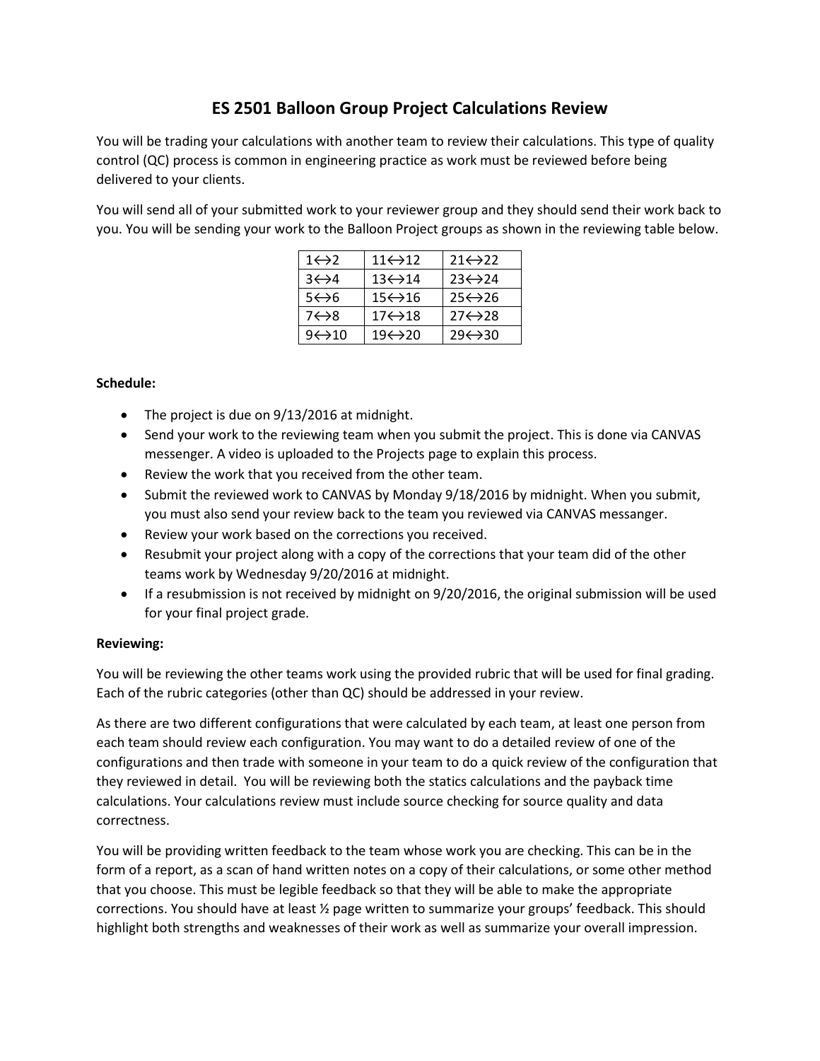# ES 2501 Balloon Group Project Calculations Review

You will be trading your calculations with another team to review their calculations. This type of quality control (QC) process is common in engineering practice as work must be reviewed before being delivered to your clients.

You will send all of your submitted work to your reviewer group and they should send their work back to you. You will be sending your work to the Balloon Project groups as shown in the reviewing table below.

| | | |
|---|---|---|
| 1↔2 | 11↔12 | 21↔22 |
| 3↔4 | 13↔14 | 23↔24 |
| 5↔6 | 15↔16 | 25↔26 |
| 7↔8 | 17↔18 | 27↔28 |
| 9↔10 | 19↔20 | 29↔30 |

**Schedule:**

- The project is due on 9/13/2016 at midnight.
- Send your work to the reviewing team when you submit the project. This is done via CANVAS messenger. A video is uploaded to the Projects page to explain this process.
- Review the work that you received from the other team.
- Submit the reviewed work to CANVAS by Monday 9/18/2016 by midnight. When you submit, you must also send your review back to the team you reviewed via CANVAS messanger.
- Review your work based on the corrections you received.
- Resubmit your project along with a copy of the corrections that your team did of the other teams work by Wednesday 9/20/2016 at midnight.
- If a resubmission is not received by midnight on 9/20/2016, the original submission will be used for your final project grade.

**Reviewing:**

You will be reviewing the other teams work using the provided rubric that will be used for final grading. Each of the rubric categories (other than QC) should be addressed in your review.

As there are two different configurations that were calculated by each team, at least one person from each team should review each configuration. You may want to do a detailed review of one of the configurations and then trade with someone in your team to do a quick review of the configuration that they reviewed in detail. You will be reviewing both the statics calculations and the payback time calculations. Your calculations review must include source checking for source quality and data correctness.

You will be providing written feedback to the team whose work you are checking. This can be in the form of a report, as a scan of hand written notes on a copy of their calculations, or some other method that you choose. This must be legible feedback so that they will be able to make the appropriate corrections. You should have at least ½ page written to summarize your groups' feedback. This should highlight both strengths and weaknesses of their work as well as summarize your overall impression.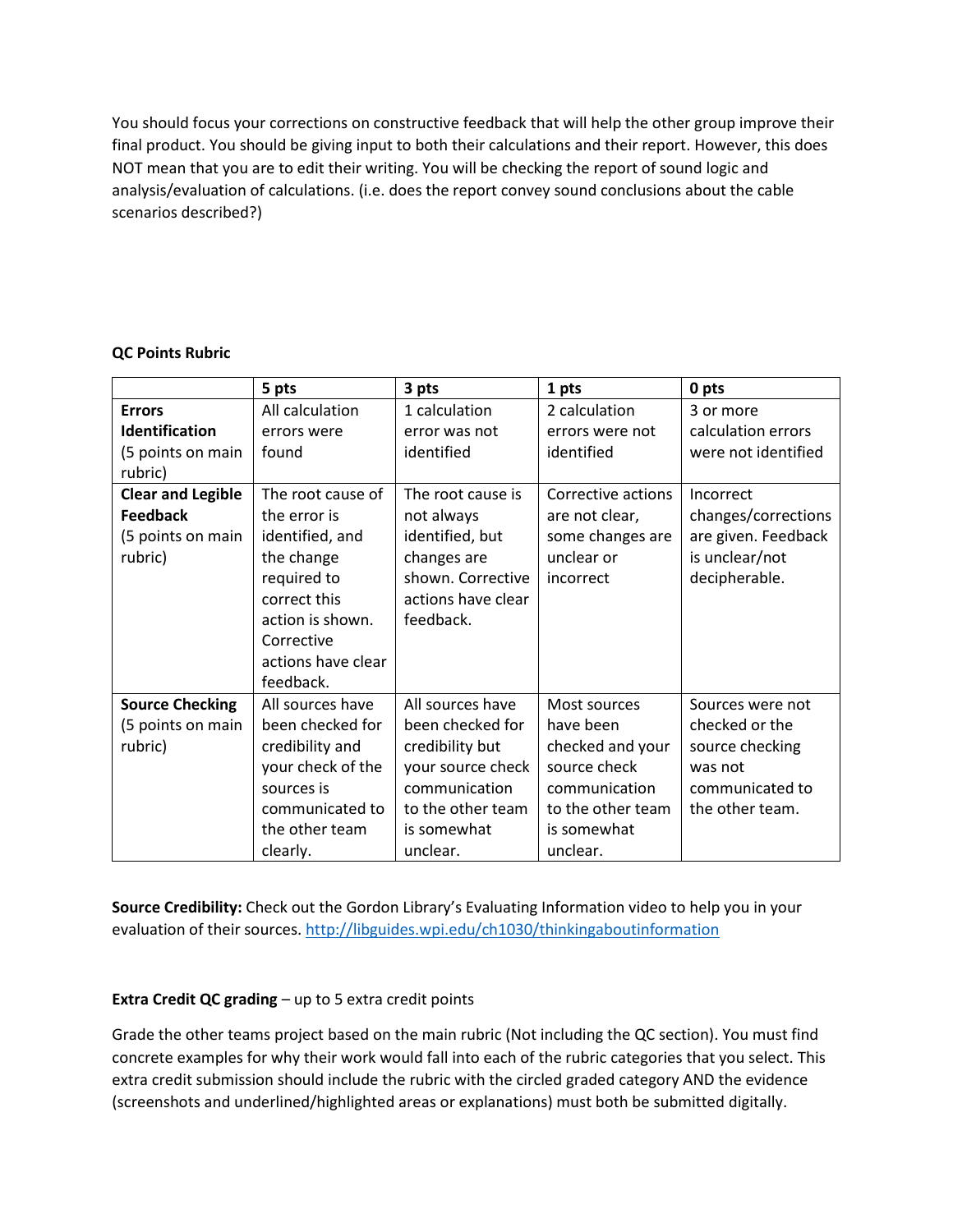You should focus your corrections on constructive feedback that will help the other group improve their final product. You should be giving input to both their calculations and their report. However, this does NOT mean that you are to edit their writing. You will be checking the report of sound logic and analysis/evaluation of calculations. (i.e. does the report convey sound conclusions about the cable scenarios described?)

**QC Points Rubric**

| | **5 pts** | **3 pts** | **1 pts** | **0 pts** |
|---|---|---|---|---|
| **Errors Identification** (5 points on main rubric) | All calculation errors were found | 1 calculation error was not identified | 2 calculation errors were not identified | 3 or more calculation errors were not identified |
| **Clear and Legible Feedback** (5 points on main rubric) | The root cause of the error is identified, and the change required to correct this action is shown. Corrective actions have clear feedback. | The root cause is not always identified, but changes are shown. Corrective actions have clear feedback. | Corrective actions are not clear, some changes are unclear or incorrect | Incorrect changes/corrections are given. Feedback is unclear/not decipherable. |
| **Source Checking** (5 points on main rubric) | All sources have been checked for credibility and your check of the sources is communicated to the other team clearly. | All sources have been checked for credibility but your source check communication to the other team is somewhat unclear. | Most sources have been checked and your source check communication to the other team is somewhat unclear. | Sources were not checked or the source checking was not communicated to the other team. |

**Source Credibility:** Check out the Gordon Library's Evaluating Information video to help you in your evaluation of their sources. http://libguides.wpi.edu/ch1030/thinkingaboutinformation

**Extra Credit QC grading** – up to 5 extra credit points

Grade the other teams project based on the main rubric (Not including the QC section). You must find concrete examples for why their work would fall into each of the rubric categories that you select. This extra credit submission should include the rubric with the circled graded category AND the evidence (screenshots and underlined/highlighted areas or explanations) must both be submitted digitally.